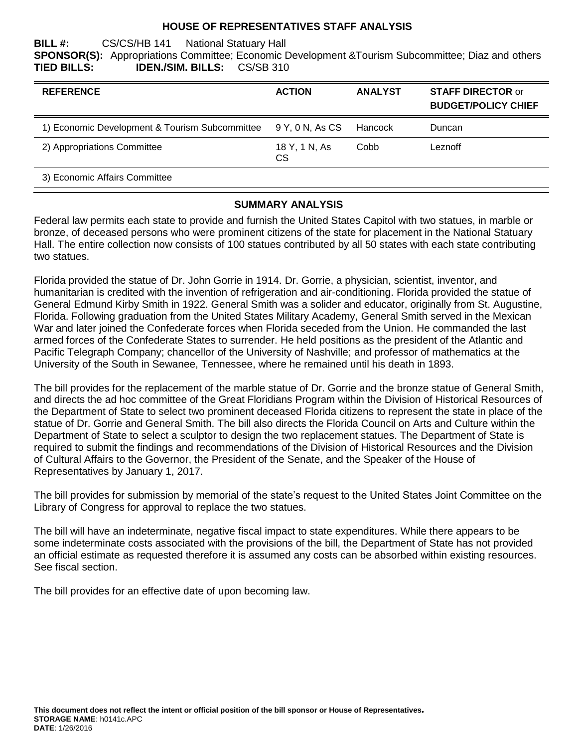# HOUSE OF REPRESENTATIVES STAFF ANALYSIS

**BILL #:** CS/CS/HB 141 National Statuary Hall
**SPONSOR(S):** Appropriations Committee; Economic Development &Tourism Subcommittee; Diaz and others
**TIED BILLS:** **IDEN./SIM. BILLS:** CS/SB 310

| REFERENCE | ACTION | ANALYST | STAFF DIRECTOR or BUDGET/POLICY CHIEF |
|---|---|---|---|
| 1) Economic Development & Tourism Subcommittee | 9 Y, 0 N, As CS | Hancock | Duncan |
| 2) Appropriations Committee | 18 Y, 1 N, As CS | Cobb | Leznoff |
| 3) Economic Affairs Committee | | | |

## SUMMARY ANALYSIS

Federal law permits each state to provide and furnish the United States Capitol with two statues, in marble or bronze, of deceased persons who were prominent citizens of the state for placement in the National Statuary Hall. The entire collection now consists of 100 statues contributed by all 50 states with each state contributing two statues.

Florida provided the statue of Dr. John Gorrie in 1914. Dr. Gorrie, a physician, scientist, inventor, and humanitarian is credited with the invention of refrigeration and air-conditioning. Florida provided the statue of General Edmund Kirby Smith in 1922. General Smith was a solider and educator, originally from St. Augustine, Florida. Following graduation from the United States Military Academy, General Smith served in the Mexican War and later joined the Confederate forces when Florida seceded from the Union. He commanded the last armed forces of the Confederate States to surrender. He held positions as the president of the Atlantic and Pacific Telegraph Company; chancellor of the University of Nashville; and professor of mathematics at the University of the South in Sewanee, Tennessee, where he remained until his death in 1893.

The bill provides for the replacement of the marble statue of Dr. Gorrie and the bronze statue of General Smith, and directs the ad hoc committee of the Great Floridians Program within the Division of Historical Resources of the Department of State to select two prominent deceased Florida citizens to represent the state in place of the statue of Dr. Gorrie and General Smith. The bill also directs the Florida Council on Arts and Culture within the Department of State to select a sculptor to design the two replacement statues. The Department of State is required to submit the findings and recommendations of the Division of Historical Resources and the Division of Cultural Affairs to the Governor, the President of the Senate, and the Speaker of the House of Representatives by January 1, 2017.

The bill provides for submission by memorial of the state's request to the United States Joint Committee on the Library of Congress for approval to replace the two statues.

The bill will have an indeterminate, negative fiscal impact to state expenditures. While there appears to be some indeterminate costs associated with the provisions of the bill, the Department of State has not provided an official estimate as requested therefore it is assumed any costs can be absorbed within existing resources. See fiscal section.

The bill provides for an effective date of upon becoming law.

**This document does not reflect the intent or official position of the bill sponsor or House of Representatives.**
**STORAGE NAME**: h0141c.APC
**DATE**: 1/26/2016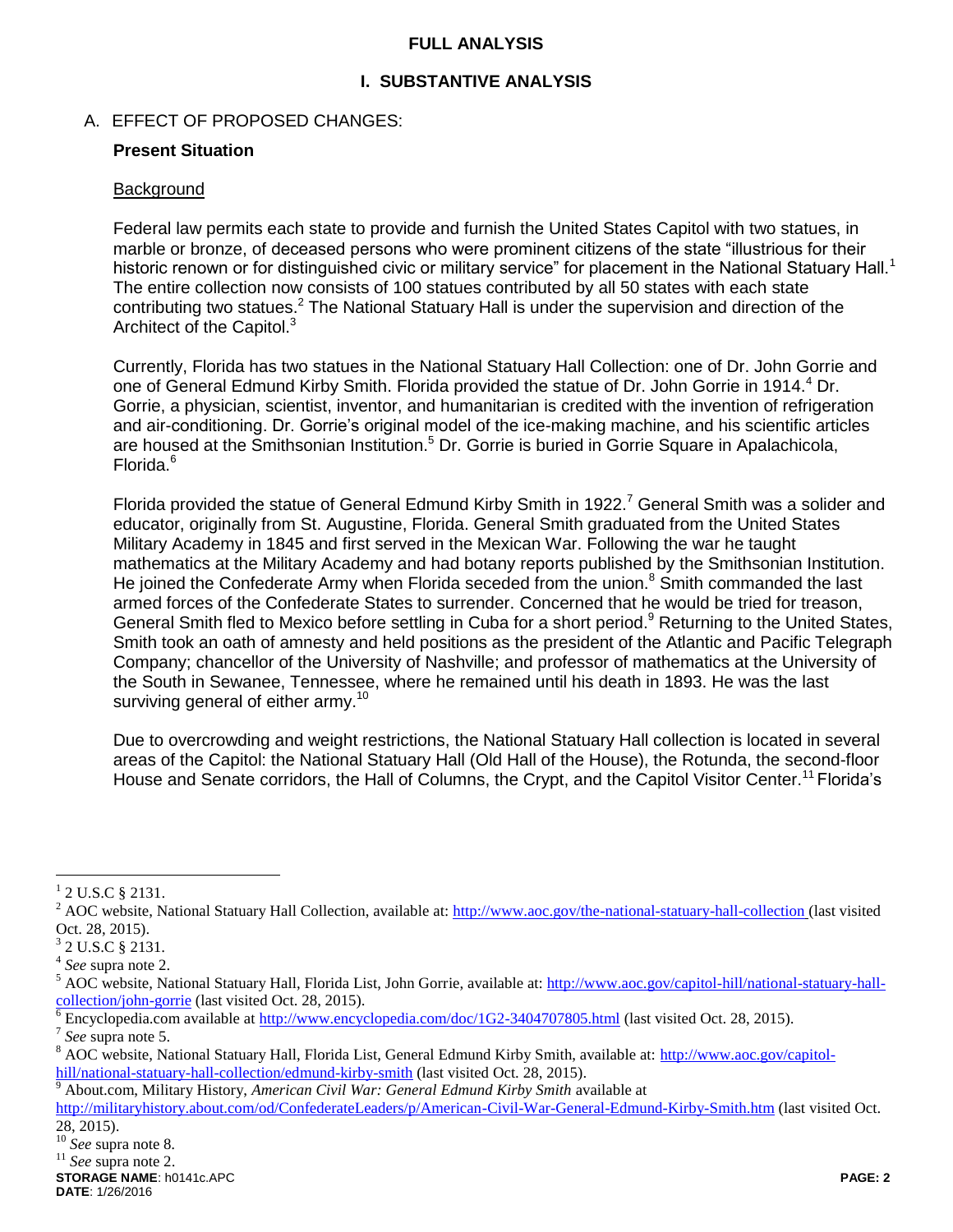## FULL ANALYSIS

## I. SUBSTANTIVE ANALYSIS

### A. EFFECT OF PROPOSED CHANGES:

**Present Situation**

Background

Federal law permits each state to provide and furnish the United States Capitol with two statues, in marble or bronze, of deceased persons who were prominent citizens of the state "illustrious for their historic renown or for distinguished civic or military service" for placement in the National Statuary Hall.[1] The entire collection now consists of 100 statues contributed by all 50 states with each state contributing two statues.[2] The National Statuary Hall is under the supervision and direction of the Architect of the Capitol.[3]

Currently, Florida has two statues in the National Statuary Hall Collection: one of Dr. John Gorrie and one of General Edmund Kirby Smith. Florida provided the statue of Dr. John Gorrie in 1914.[4] Dr. Gorrie, a physician, scientist, inventor, and humanitarian is credited with the invention of refrigeration and air-conditioning. Dr. Gorrie's original model of the ice-making machine, and his scientific articles are housed at the Smithsonian Institution.[5] Dr. Gorrie is buried in Gorrie Square in Apalachicola, Florida.[6]

Florida provided the statue of General Edmund Kirby Smith in 1922.[7] General Smith was a solider and educator, originally from St. Augustine, Florida. General Smith graduated from the United States Military Academy in 1845 and first served in the Mexican War. Following the war he taught mathematics at the Military Academy and had botany reports published by the Smithsonian Institution. He joined the Confederate Army when Florida seceded from the union.[8] Smith commanded the last armed forces of the Confederate States to surrender. Concerned that he would be tried for treason, General Smith fled to Mexico before settling in Cuba for a short period.[9] Returning to the United States, Smith took an oath of amnesty and held positions as the president of the Atlantic and Pacific Telegraph Company; chancellor of the University of Nashville; and professor of mathematics at the University of the South in Sewanee, Tennessee, where he remained until his death in 1893. He was the last surviving general of either army.[10]

Due to overcrowding and weight restrictions, the National Statuary Hall collection is located in several areas of the Capitol: the National Statuary Hall (Old Hall of the House), the Rotunda, the second-floor House and Senate corridors, the Hall of Columns, the Crypt, and the Capitol Visitor Center.[11] Florida's

---

[1] 2 U.S.C § 2131.

[2] AOC website, National Statuary Hall Collection, available at: http://www.aoc.gov/the-national-statuary-hall-collection (last visited Oct. 28, 2015).

[3] 2 U.S.C § 2131.

[4] *See* supra note 2.

[5] AOC website, National Statuary Hall, Florida List, John Gorrie, available at: http://www.aoc.gov/capitol-hill/national-statuary-hall-collection/john-gorrie (last visited Oct. 28, 2015).

[6] Encyclopedia.com available at http://www.encyclopedia.com/doc/1G2-3404707805.html (last visited Oct. 28, 2015).

[7] *See* supra note 5.

[8] AOC website, National Statuary Hall, Florida List, General Edmund Kirby Smith, available at: http://www.aoc.gov/capitol-hill/national-statuary-hall-collection/edmund-kirby-smith (last visited Oct. 28, 2015).

[9] About.com, Military History, *American Civil War: General Edmund Kirby Smith* available at http://militaryhistory.about.com/od/ConfederateLeaders/p/American-Civil-War-General-Edmund-Kirby-Smith.htm (last visited Oct. 28, 2015).

[10] *See* supra note 8.

[11] *See* supra note 2.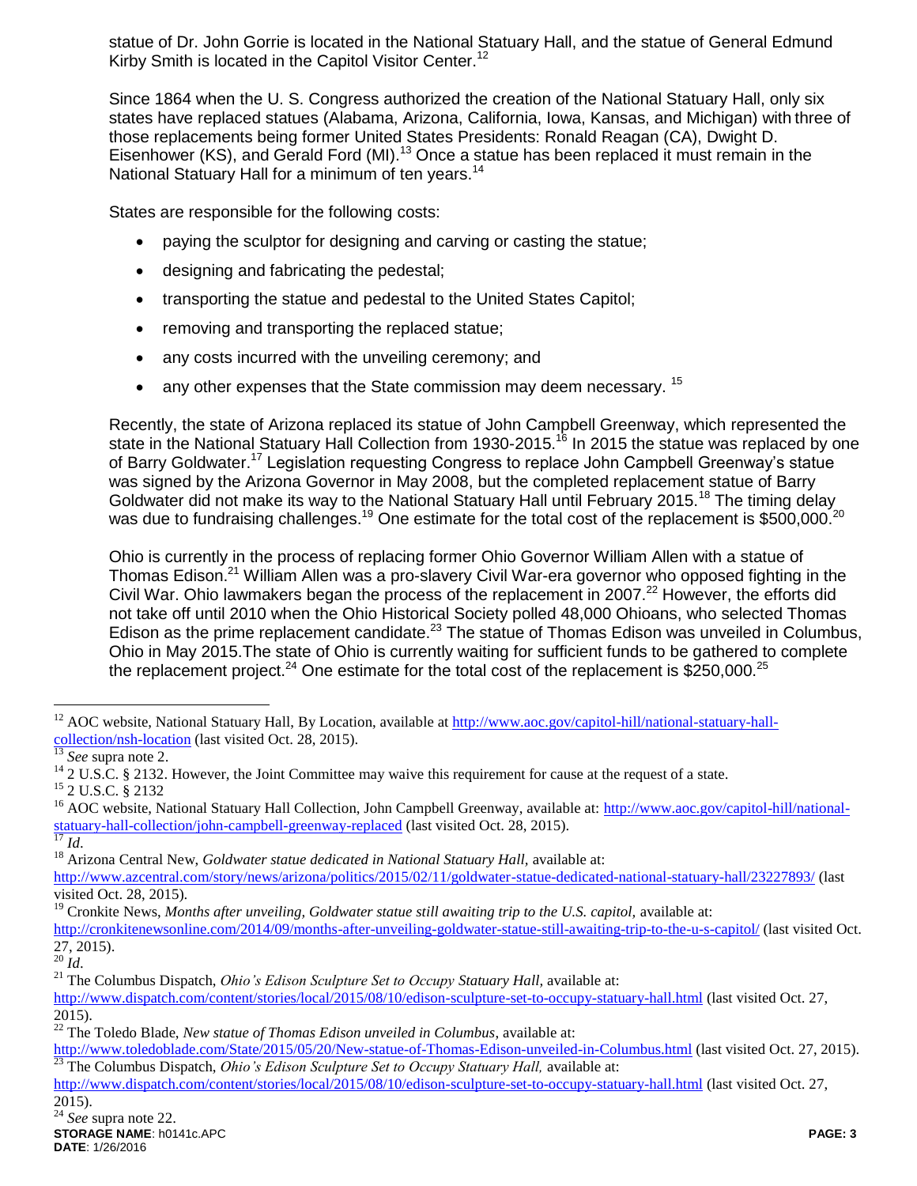statue of Dr. John Gorrie is located in the National Statuary Hall, and the statue of General Edmund Kirby Smith is located in the Capitol Visitor Center.[12]

Since 1864 when the U. S. Congress authorized the creation of the National Statuary Hall, only six states have replaced statues (Alabama, Arizona, California, Iowa, Kansas, and Michigan) with three of those replacements being former United States Presidents: Ronald Reagan (CA), Dwight D. Eisenhower (KS), and Gerald Ford (MI).[13] Once a statue has been replaced it must remain in the National Statuary Hall for a minimum of ten years.[14]

States are responsible for the following costs:

- paying the sculptor for designing and carving or casting the statue;
- designing and fabricating the pedestal;
- transporting the statue and pedestal to the United States Capitol;
- removing and transporting the replaced statue;
- any costs incurred with the unveiling ceremony; and
- any other expenses that the State commission may deem necessary. [15]

Recently, the state of Arizona replaced its statue of John Campbell Greenway, which represented the state in the National Statuary Hall Collection from 1930-2015.[16] In 2015 the statue was replaced by one of Barry Goldwater.[17] Legislation requesting Congress to replace John Campbell Greenway's statue was signed by the Arizona Governor in May 2008, but the completed replacement statue of Barry Goldwater did not make its way to the National Statuary Hall until February 2015.[18] The timing delay was due to fundraising challenges.[19] One estimate for the total cost of the replacement is $500,000.[20]

Ohio is currently in the process of replacing former Ohio Governor William Allen with a statue of Thomas Edison.[21] William Allen was a pro-slavery Civil War-era governor who opposed fighting in the Civil War. Ohio lawmakers began the process of the replacement in 2007.[22] However, the efforts did not take off until 2010 when the Ohio Historical Society polled 48,000 Ohioans, who selected Thomas Edison as the prime replacement candidate.[23] The statue of Thomas Edison was unveiled in Columbus, Ohio in May 2015.The state of Ohio is currently waiting for sufficient funds to be gathered to complete the replacement project.[24] One estimate for the total cost of the replacement is $250,000.[25]

---

[12] AOC website, National Statuary Hall, By Location, available at http://www.aoc.gov/capitol-hill/national-statuary-hall-collection/nsh-location (last visited Oct. 28, 2015).

[13] *See* supra note 2.

[14] 2 U.S.C. § 2132. However, the Joint Committee may waive this requirement for cause at the request of a state.

[15] 2 U.S.C. § 2132

[16] AOC website, National Statuary Hall Collection, John Campbell Greenway, available at: http://www.aoc.gov/capitol-hill/national-statuary-hall-collection/john-campbell-greenway-replaced (last visited Oct. 28, 2015).

[17] *Id*.

[18] Arizona Central New, *Goldwater statue dedicated in National Statuary Hall*, available at: http://www.azcentral.com/story/news/arizona/politics/2015/02/11/goldwater-statue-dedicated-national-statuary-hall/23227893/ (last visited Oct. 28, 2015).

[19] Cronkite News, *Months after unveiling, Goldwater statue still awaiting trip to the U.S. capitol*, available at: http://cronkitenewsonline.com/2014/09/months-after-unveiling-goldwater-statue-still-awaiting-trip-to-the-u-s-capitol/ (last visited Oct. 27, 2015).

[20] *Id*.

[21] The Columbus Dispatch, *Ohio's Edison Sculpture Set to Occupy Statuary Hall*, available at: http://www.dispatch.com/content/stories/local/2015/08/10/edison-sculpture-set-to-occupy-statuary-hall.html (last visited Oct. 27, 2015).

[22] The Toledo Blade, *New statue of Thomas Edison unveiled in Columbus*, available at: http://www.toledoblade.com/State/2015/05/20/New-statue-of-Thomas-Edison-unveiled-in-Columbus.html (last visited Oct. 27, 2015).

[23] The Columbus Dispatch, *Ohio's Edison Sculpture Set to Occupy Statuary Hall,* available at: http://www.dispatch.com/content/stories/local/2015/08/10/edison-sculpture-set-to-occupy-statuary-hall.html (last visited Oct. 27, 2015).

[24] *See* supra note 22.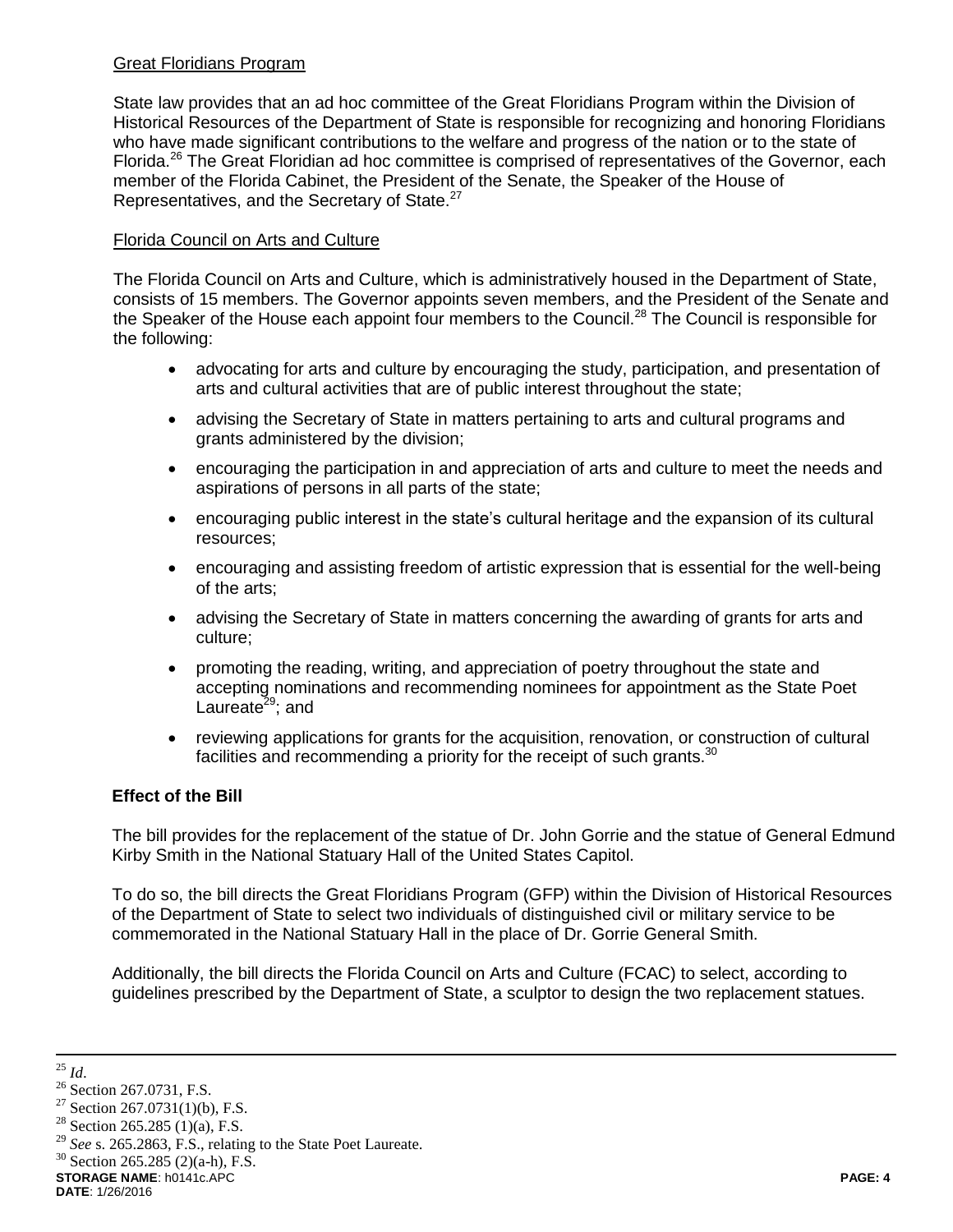Great Floridians Program

State law provides that an ad hoc committee of the Great Floridians Program within the Division of Historical Resources of the Department of State is responsible for recognizing and honoring Floridians who have made significant contributions to the welfare and progress of the nation or to the state of Florida.[26] The Great Floridian ad hoc committee is comprised of representatives of the Governor, each member of the Florida Cabinet, the President of the Senate, the Speaker of the House of Representatives, and the Secretary of State.[27]

Florida Council on Arts and Culture

The Florida Council on Arts and Culture, which is administratively housed in the Department of State, consists of 15 members. The Governor appoints seven members, and the President of the Senate and the Speaker of the House each appoint four members to the Council.[28] The Council is responsible for the following:

- advocating for arts and culture by encouraging the study, participation, and presentation of arts and cultural activities that are of public interest throughout the state;
- advising the Secretary of State in matters pertaining to arts and cultural programs and grants administered by the division;
- encouraging the participation in and appreciation of arts and culture to meet the needs and aspirations of persons in all parts of the state;
- encouraging public interest in the state's cultural heritage and the expansion of its cultural resources;
- encouraging and assisting freedom of artistic expression that is essential for the well-being of the arts;
- advising the Secretary of State in matters concerning the awarding of grants for arts and culture;
- promoting the reading, writing, and appreciation of poetry throughout the state and accepting nominations and recommending nominees for appointment as the State Poet Laureate[29]; and
- reviewing applications for grants for the acquisition, renovation, or construction of cultural facilities and recommending a priority for the receipt of such grants.[30]

**Effect of the Bill**

The bill provides for the replacement of the statue of Dr. John Gorrie and the statue of General Edmund Kirby Smith in the National Statuary Hall of the United States Capitol.

To do so, the bill directs the Great Floridians Program (GFP) within the Division of Historical Resources of the Department of State to select two individuals of distinguished civil or military service to be commemorated in the National Statuary Hall in the place of Dr. Gorrie General Smith.

Additionally, the bill directs the Florida Council on Arts and Culture (FCAC) to select, according to guidelines prescribed by the Department of State, a sculptor to design the two replacement statues.

---

[25] *Id*.
[26] Section 267.0731, F.S.
[27] Section 267.0731(1)(b), F.S.
[28] Section 265.285 (1)(a), F.S.
[29] *See* s. 265.2863, F.S., relating to the State Poet Laureate.
[30] Section 265.285 (2)(a-h), F.S.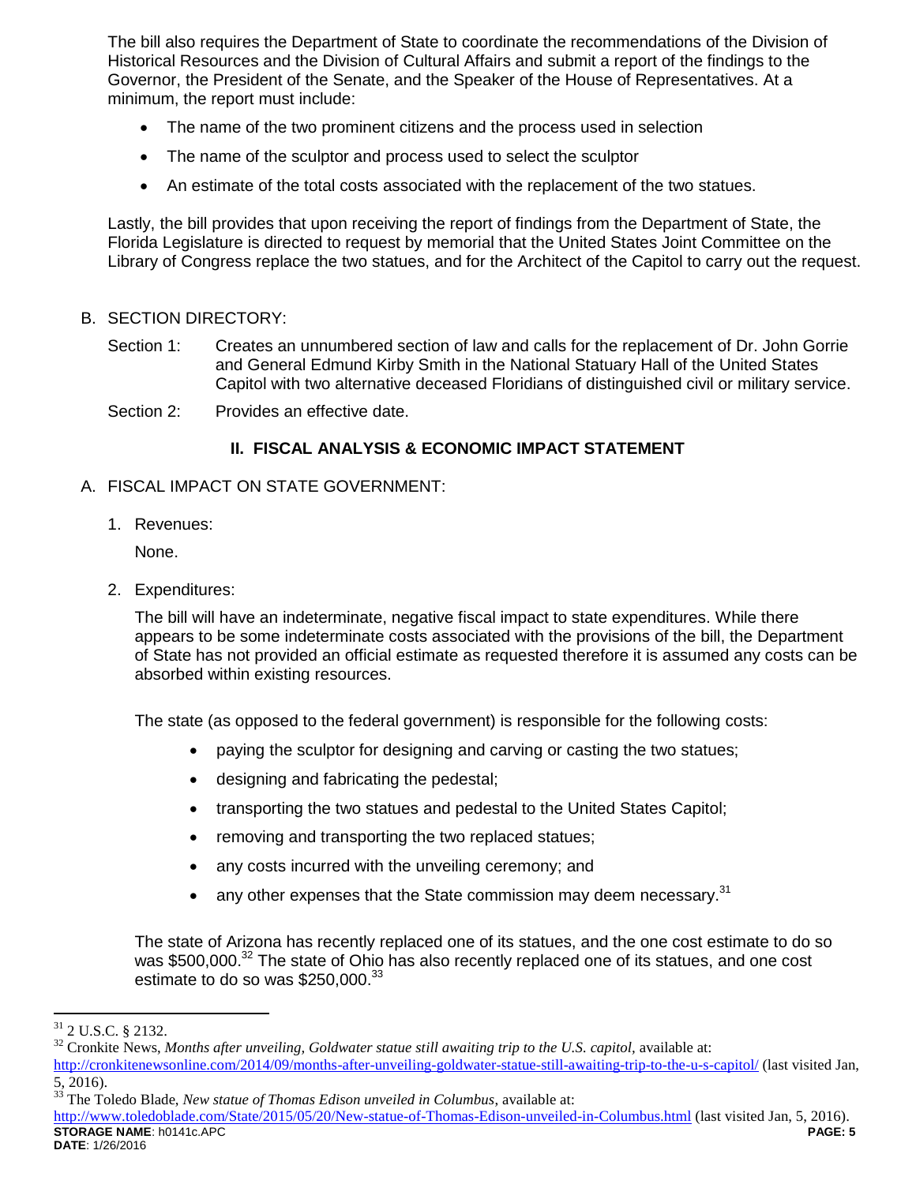The bill also requires the Department of State to coordinate the recommendations of the Division of Historical Resources and the Division of Cultural Affairs and submit a report of the findings to the Governor, the President of the Senate, and the Speaker of the House of Representatives. At a minimum, the report must include:

- The name of the two prominent citizens and the process used in selection
- The name of the sculptor and process used to select the sculptor
- An estimate of the total costs associated with the replacement of the two statues.

Lastly, the bill provides that upon receiving the report of findings from the Department of State, the Florida Legislature is directed to request by memorial that the United States Joint Committee on the Library of Congress replace the two statues, and for the Architect of the Capitol to carry out the request.

B. SECTION DIRECTORY:

Section 1: Creates an unnumbered section of law and calls for the replacement of Dr. John Gorrie and General Edmund Kirby Smith in the National Statuary Hall of the United States Capitol with two alternative deceased Floridians of distinguished civil or military service.

Section 2: Provides an effective date.

## II. FISCAL ANALYSIS & ECONOMIC IMPACT STATEMENT

A. FISCAL IMPACT ON STATE GOVERNMENT:

1. Revenues:

   None.

2. Expenditures:

   The bill will have an indeterminate, negative fiscal impact to state expenditures. While there appears to be some indeterminate costs associated with the provisions of the bill, the Department of State has not provided an official estimate as requested therefore it is assumed any costs can be absorbed within existing resources.

   The state (as opposed to the federal government) is responsible for the following costs:

   - paying the sculptor for designing and carving or casting the two statues;
   - designing and fabricating the pedestal;
   - transporting the two statues and pedestal to the United States Capitol;
   - removing and transporting the two replaced statues;
   - any costs incurred with the unveiling ceremony; and
   - any other expenses that the State commission may deem necessary.[31]

   The state of Arizona has recently replaced one of its statues, and the one cost estimate to do so was $500,000.[32] The state of Ohio has also recently replaced one of its statues, and one cost estimate to do so was $250,000.[33]

---

[31] 2 U.S.C. § 2132.

[32] Cronkite News, *Months after unveiling, Goldwater statue still awaiting trip to the U.S. capitol,* available at: http://cronkitenewsonline.com/2014/09/months-after-unveiling-goldwater-statue-still-awaiting-trip-to-the-u-s-capitol/ (last visited Jan, 5, 2016).

[33] The Toledo Blade, *New statue of Thomas Edison unveiled in Columbus*, available at: http://www.toledoblade.com/State/2015/05/20/New-statue-of-Thomas-Edison-unveiled-in-Columbus.html (last visited Jan, 5, 2016).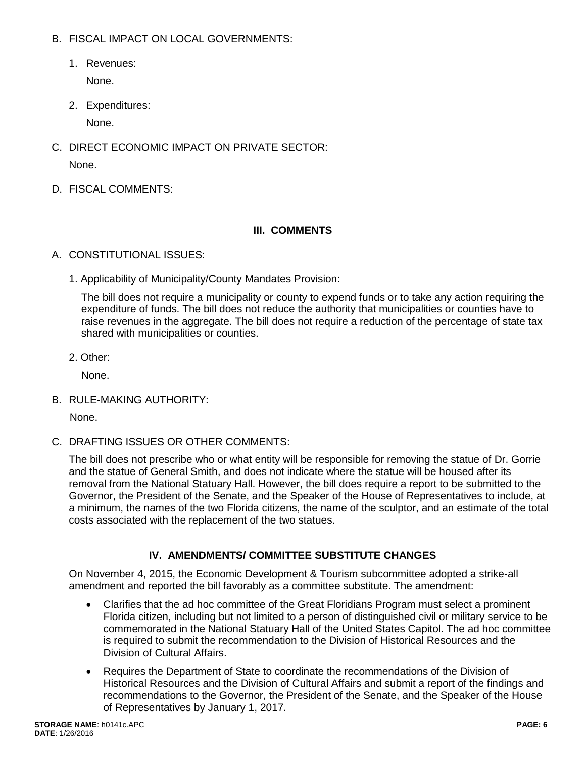B. FISCAL IMPACT ON LOCAL GOVERNMENTS:

1. Revenues:

   None.

2. Expenditures:

   None.

C. DIRECT ECONOMIC IMPACT ON PRIVATE SECTOR:

None.

D. FISCAL COMMENTS:

## III. COMMENTS

A. CONSTITUTIONAL ISSUES:

1. Applicability of Municipality/County Mandates Provision:

   The bill does not require a municipality or county to expend funds or to take any action requiring the expenditure of funds. The bill does not reduce the authority that municipalities or counties have to raise revenues in the aggregate. The bill does not require a reduction of the percentage of state tax shared with municipalities or counties.

2. Other:

   None.

B. RULE-MAKING AUTHORITY:

None.

C. DRAFTING ISSUES OR OTHER COMMENTS:

The bill does not prescribe who or what entity will be responsible for removing the statue of Dr. Gorrie and the statue of General Smith, and does not indicate where the statue will be housed after its removal from the National Statuary Hall. However, the bill does require a report to be submitted to the Governor, the President of the Senate, and the Speaker of the House of Representatives to include, at a minimum, the names of the two Florida citizens, the name of the sculptor, and an estimate of the total costs associated with the replacement of the two statues.

## IV. AMENDMENTS/ COMMITTEE SUBSTITUTE CHANGES

On November 4, 2015, the Economic Development & Tourism subcommittee adopted a strike-all amendment and reported the bill favorably as a committee substitute. The amendment:

- Clarifies that the ad hoc committee of the Great Floridians Program must select a prominent Florida citizen, including but not limited to a person of distinguished civil or military service to be commemorated in the National Statuary Hall of the United States Capitol. The ad hoc committee is required to submit the recommendation to the Division of Historical Resources and the Division of Cultural Affairs.
- Requires the Department of State to coordinate the recommendations of the Division of Historical Resources and the Division of Cultural Affairs and submit a report of the findings and recommendations to the Governor, the President of the Senate, and the Speaker of the House of Representatives by January 1, 2017.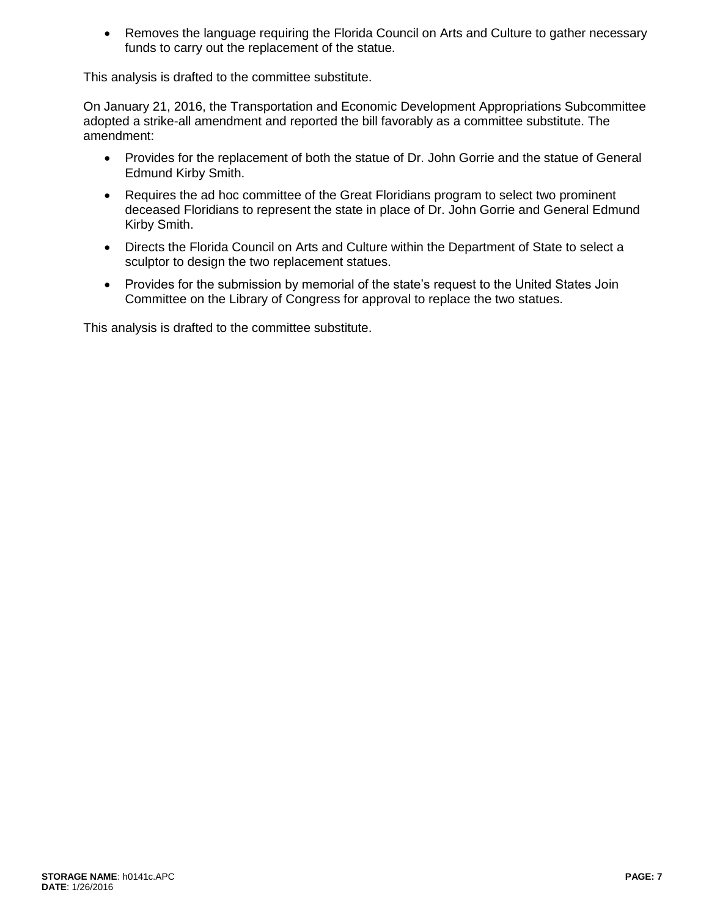- Removes the language requiring the Florida Council on Arts and Culture to gather necessary funds to carry out the replacement of the statue.

This analysis is drafted to the committee substitute.

On January 21, 2016, the Transportation and Economic Development Appropriations Subcommittee adopted a strike-all amendment and reported the bill favorably as a committee substitute. The amendment:

- Provides for the replacement of both the statue of Dr. John Gorrie and the statue of General Edmund Kirby Smith.
- Requires the ad hoc committee of the Great Floridians program to select two prominent deceased Floridians to represent the state in place of Dr. John Gorrie and General Edmund Kirby Smith.
- Directs the Florida Council on Arts and Culture within the Department of State to select a sculptor to design the two replacement statues.
- Provides for the submission by memorial of the state's request to the United States Join Committee on the Library of Congress for approval to replace the two statues.

This analysis is drafted to the committee substitute.